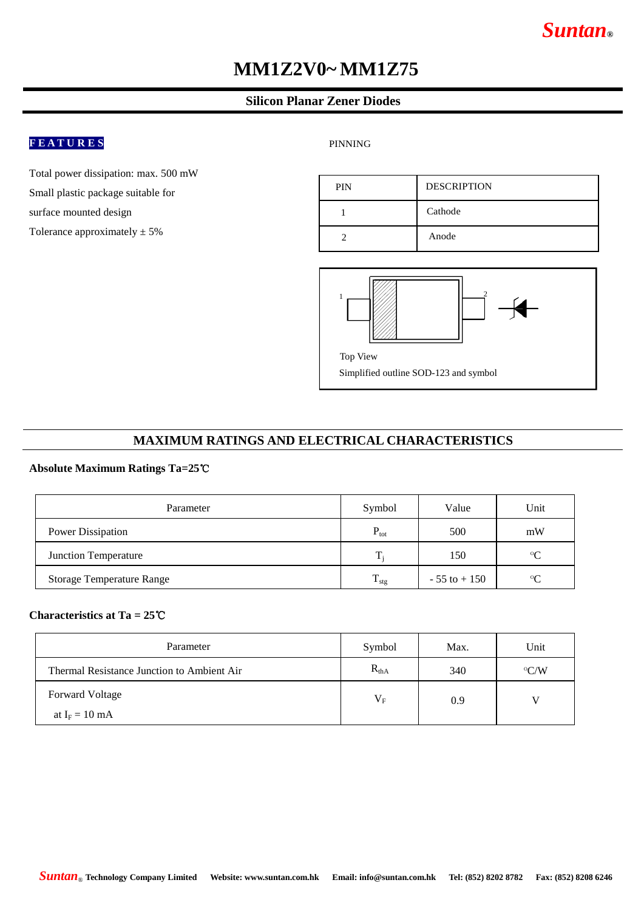# MM1Z2V0~ MM1Z75

## Silicon Planar Zener Diodes

**FEATURES**

Total power dissipation: max. 500 mW

Small plastic package suitable for surface mounted design

Tolerance approximately ± 5%

PINNING

| PIN | DESCRIPTION |
|---|---|
| 1 | Cathode |
| 2 | Anode |

Top View

Simplified outline SOD-123 and symbol

## MAXIMUM RATINGS AND ELECTRICAL CHARACTERISTICS

**Absolute Maximum Ratings Ta=25℃**

| Parameter | Symbol | Value | Unit |
|---|---|---|---|
| Power Dissipation | $P_{tot}$ | 500 | mW |
| Junction Temperature | $T_j$ | 150 | °C |
| Storage Temperature Range | $T_{stg}$ | - 55 to + 150 | °C |

**Characteristics at Ta = 25℃**

| Parameter | Symbol | Max. | Unit |
|---|---|---|---|
| Thermal Resistance Junction to Ambient Air | $R_{thA}$ | 340 | °C/W |
| Forward Voltage at $I_F$ = 10 mA | $V_F$ | 0.9 | V |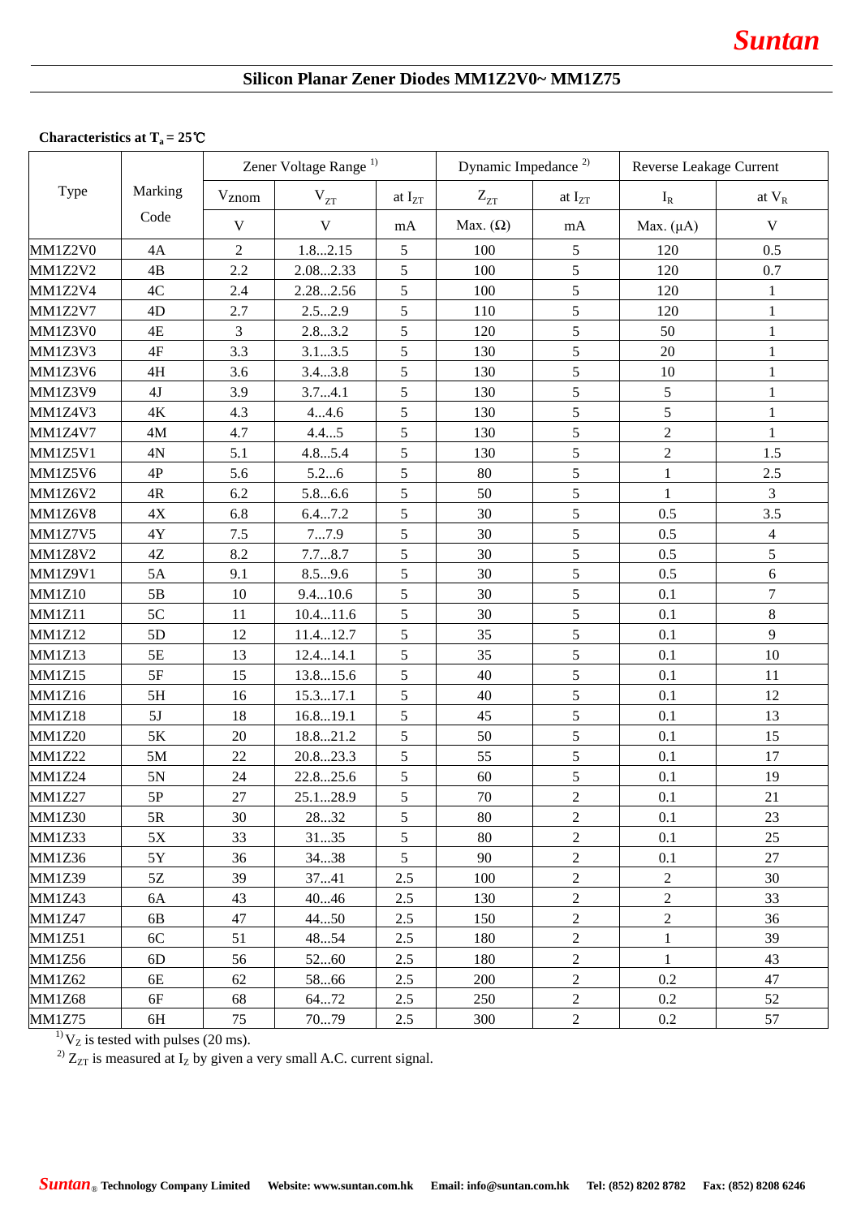## Silicon Planar Zener Diodes MM1Z2V0~ MM1Z75

**Characteristics at $T_a = 25$℃**

| Type | Marking Code | Zener Voltage Range [1] | | | Dynamic Impedance [2] | | Reverse Leakage Current | |
|---|---|---|---|---|---|---|---|---|
| | | $V_{znom}$ | $V_{ZT}$ | at $I_{ZT}$ | $Z_{ZT}$ | at $I_{ZT}$ | $I_R$ | at $V_R$ |
| | | V | V | mA | Max. (Ω) | mA | Max. (μA) | V |
| MM1Z2V0 | 4A | 2 | 1.8...2.15 | 5 | 100 | 5 | 120 | 0.5 |
| MM1Z2V2 | 4B | 2.2 | 2.08...2.33 | 5 | 100 | 5 | 120 | 0.7 |
| MM1Z2V4 | 4C | 2.4 | 2.28...2.56 | 5 | 100 | 5 | 120 | 1 |
| MM1Z2V7 | 4D | 2.7 | 2.5...2.9 | 5 | 110 | 5 | 120 | 1 |
| MM1Z3V0 | 4E | 3 | 2.8...3.2 | 5 | 120 | 5 | 50 | 1 |
| MM1Z3V3 | 4F | 3.3 | 3.1...3.5 | 5 | 130 | 5 | 20 | 1 |
| MM1Z3V6 | 4H | 3.6 | 3.4...3.8 | 5 | 130 | 5 | 10 | 1 |
| MM1Z3V9 | 4J | 3.9 | 3.7...4.1 | 5 | 130 | 5 | 5 | 1 |
| MM1Z4V3 | 4K | 4.3 | 4...4.6 | 5 | 130 | 5 | 5 | 1 |
| MM1Z4V7 | 4M | 4.7 | 4.4...5 | 5 | 130 | 5 | 2 | 1 |
| MM1Z5V1 | 4N | 5.1 | 4.8...5.4 | 5 | 130 | 5 | 2 | 1.5 |
| MM1Z5V6 | 4P | 5.6 | 5.2...6 | 5 | 80 | 5 | 1 | 2.5 |
| MM1Z6V2 | 4R | 6.2 | 5.8...6.6 | 5 | 50 | 5 | 1 | 3 |
| MM1Z6V8 | 4X | 6.8 | 6.4...7.2 | 5 | 30 | 5 | 0.5 | 3.5 |
| MM1Z7V5 | 4Y | 7.5 | 7...7.9 | 5 | 30 | 5 | 0.5 | 4 |
| MM1Z8V2 | 4Z | 8.2 | 7.7...8.7 | 5 | 30 | 5 | 0.5 | 5 |
| MM1Z9V1 | 5A | 9.1 | 8.5...9.6 | 5 | 30 | 5 | 0.5 | 6 |
| MM1Z10 | 5B | 10 | 9.4...10.6 | 5 | 30 | 5 | 0.1 | 7 |
| MM1Z11 | 5C | 11 | 10.4...11.6 | 5 | 30 | 5 | 0.1 | 8 |
| MM1Z12 | 5D | 12 | 11.4...12.7 | 5 | 35 | 5 | 0.1 | 9 |
| MM1Z13 | 5E | 13 | 12.4...14.1 | 5 | 35 | 5 | 0.1 | 10 |
| MM1Z15 | 5F | 15 | 13.8...15.6 | 5 | 40 | 5 | 0.1 | 11 |
| MM1Z16 | 5H | 16 | 15.3...17.1 | 5 | 40 | 5 | 0.1 | 12 |
| MM1Z18 | 5J | 18 | 16.8...19.1 | 5 | 45 | 5 | 0.1 | 13 |
| MM1Z20 | 5K | 20 | 18.8...21.2 | 5 | 50 | 5 | 0.1 | 15 |
| MM1Z22 | 5M | 22 | 20.8...23.3 | 5 | 55 | 5 | 0.1 | 17 |
| MM1Z24 | 5N | 24 | 22.8...25.6 | 5 | 60 | 5 | 0.1 | 19 |
| MM1Z27 | 5P | 27 | 25.1...28.9 | 5 | 70 | 2 | 0.1 | 21 |
| MM1Z30 | 5R | 30 | 28...32 | 5 | 80 | 2 | 0.1 | 23 |
| MM1Z33 | 5X | 33 | 31...35 | 5 | 80 | 2 | 0.1 | 25 |
| MM1Z36 | 5Y | 36 | 34...38 | 5 | 90 | 2 | 0.1 | 27 |
| MM1Z39 | 5Z | 39 | 37...41 | 2.5 | 100 | 2 | 2 | 30 |
| MM1Z43 | 6A | 43 | 40...46 | 2.5 | 130 | 2 | 2 | 33 |
| MM1Z47 | 6B | 47 | 44...50 | 2.5 | 150 | 2 | 2 | 36 |
| MM1Z51 | 6C | 51 | 48...54 | 2.5 | 180 | 2 | 1 | 39 |
| MM1Z56 | 6D | 56 | 52...60 | 2.5 | 180 | 2 | 1 | 43 |
| MM1Z62 | 6E | 62 | 58...66 | 2.5 | 200 | 2 | 0.2 | 47 |
| MM1Z68 | 6F | 68 | 64...72 | 2.5 | 250 | 2 | 0.2 | 52 |
| MM1Z75 | 6H | 75 | 70...79 | 2.5 | 300 | 2 | 0.2 | 57 |

[1] $V_Z$ is tested with pulses (20 ms).

[2] $Z_{ZT}$ is measured at $I_Z$ by given a very small A.C. current signal.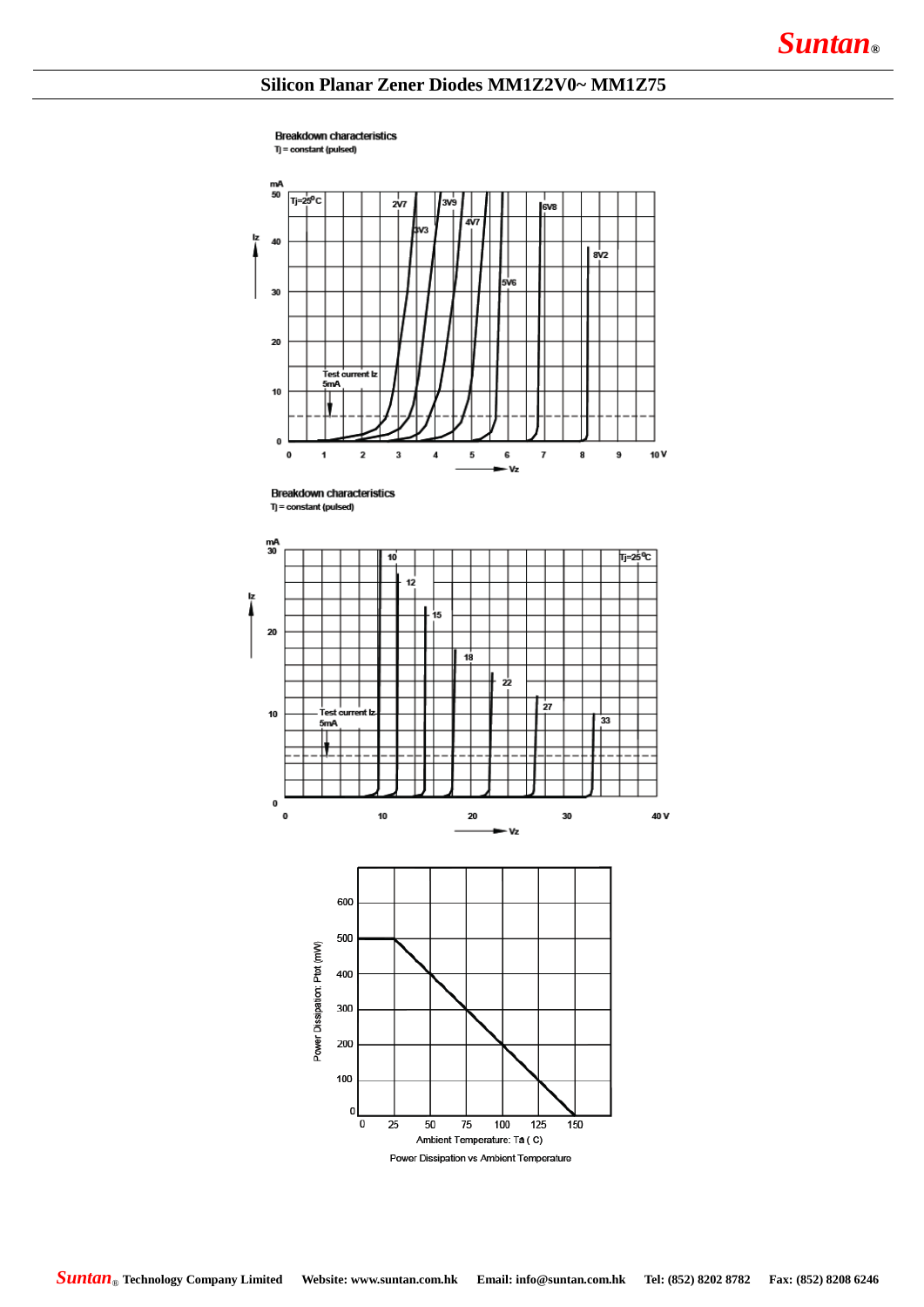# Silicon Planar Zener Diodes MM1Z2V0~ MM1Z75

Breakdown characteristics
Tj = constant (pulsed)

Breakdown characteristics
Tj = constant (pulsed)

Power Dissipation vs Ambient Temperature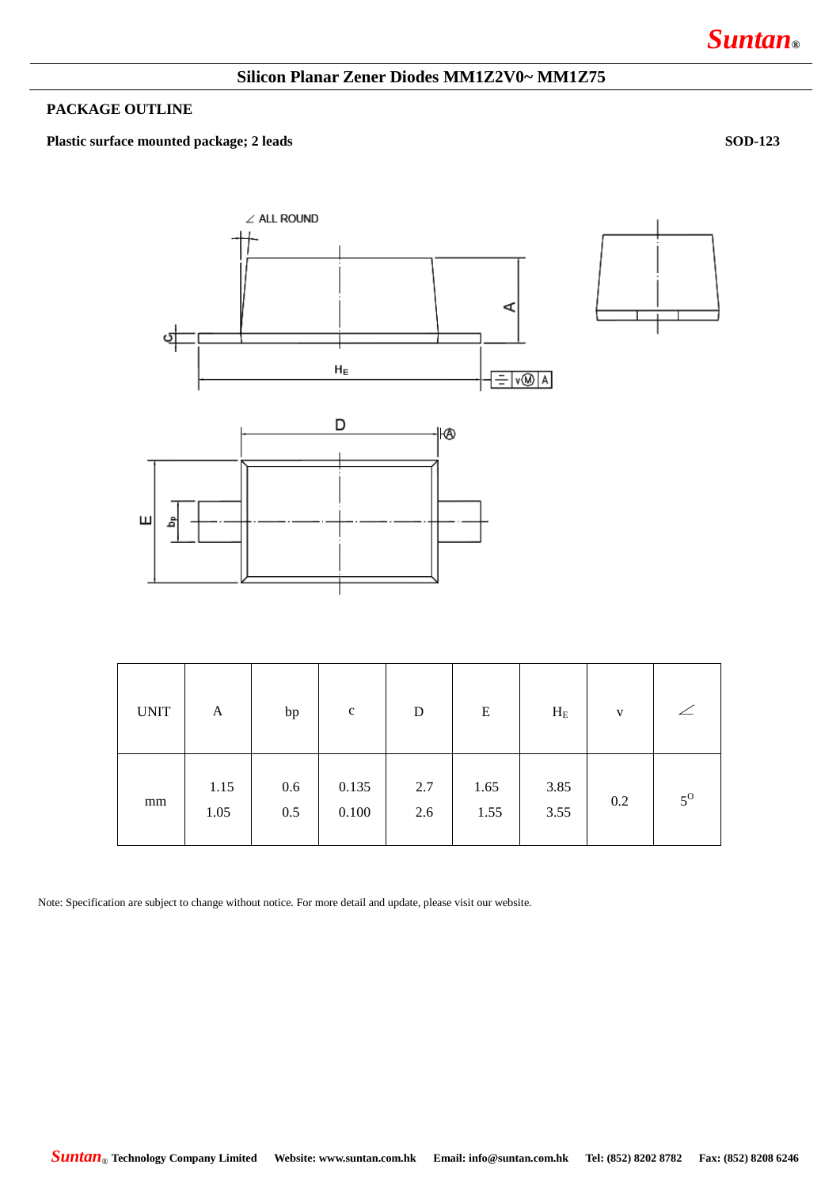## PACKAGE OUTLINE

**Plastic surface mounted package; 2 leads** **SOD-123**

∠ ALL ROUND

c

A

$H_E$

v Ⓜ A

D

Ⓐ

E

$b_p$

| UNIT | A | bp | c | D | E | $H_E$ | v | ∠ |
|---|---|---|---|---|---|---|---|---|
| mm | 1.15<br>1.05 | 0.6<br>0.5 | 0.135<br>0.100 | 2.7<br>2.6 | 1.65<br>1.55 | 3.85<br>3.55 | 0.2 | $5^O$ |

Note: Specification are subject to change without notice. For more detail and update, please visit our website.